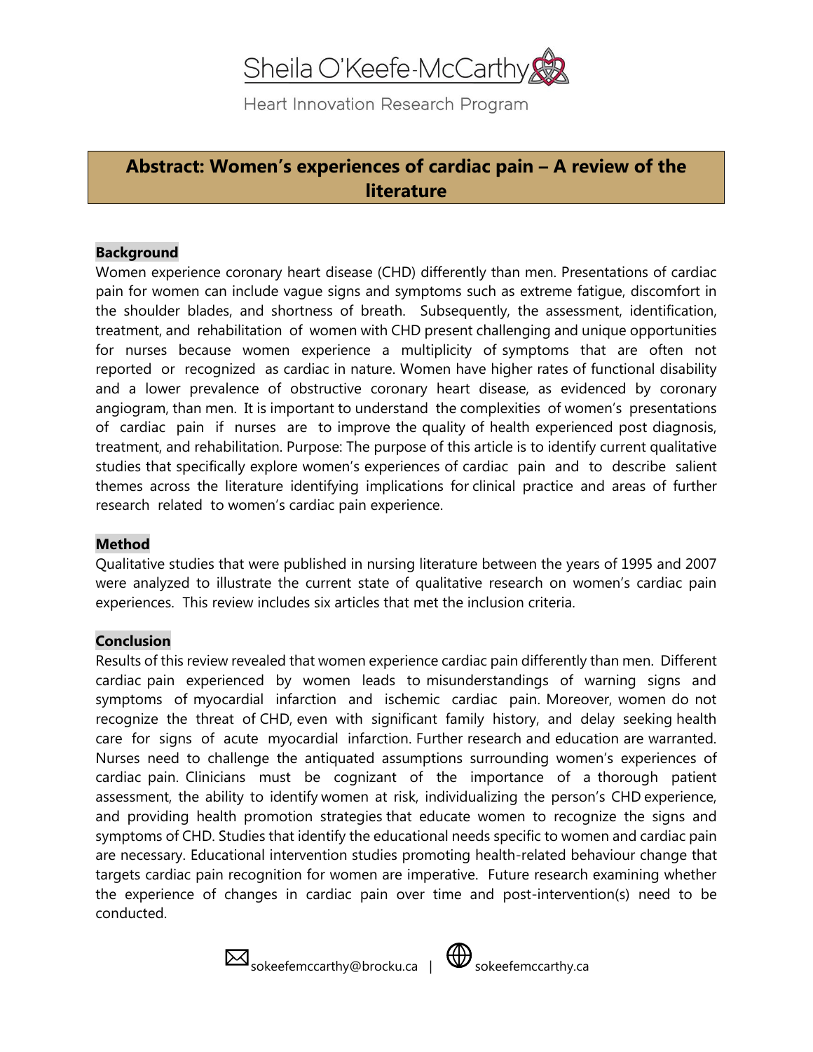Sheila O'Keefe-McCarthy

Heart Innovation Research Program

# Abstract: Women's experiences of cardiac pain – A review of the literature

**Background**

Women experience coronary heart disease (CHD) differently than men. Presentations of cardiac pain for women can include vague signs and symptoms such as extreme fatigue, discomfort in the shoulder blades, and shortness of breath. Subsequently, the assessment, identification, treatment, and rehabilitation of women with CHD present challenging and unique opportunities for nurses because women experience a multiplicity of symptoms that are often not reported or recognized as cardiac in nature. Women have higher rates of functional disability and a lower prevalence of obstructive coronary heart disease, as evidenced by coronary angiogram, than men. It is important to understand the complexities of women's presentations of cardiac pain if nurses are to improve the quality of health experienced post diagnosis, treatment, and rehabilitation. Purpose: The purpose of this article is to identify current qualitative studies that specifically explore women's experiences of cardiac pain and to describe salient themes across the literature identifying implications for clinical practice and areas of further research related to women's cardiac pain experience.

**Method**

Qualitative studies that were published in nursing literature between the years of 1995 and 2007 were analyzed to illustrate the current state of qualitative research on women's cardiac pain experiences. This review includes six articles that met the inclusion criteria.

**Conclusion**

Results of this review revealed that women experience cardiac pain differently than men. Different cardiac pain experienced by women leads to misunderstandings of warning signs and symptoms of myocardial infarction and ischemic cardiac pain. Moreover, women do not recognize the threat of CHD, even with significant family history, and delay seeking health care for signs of acute myocardial infarction. Further research and education are warranted. Nurses need to challenge the antiquated assumptions surrounding women's experiences of cardiac pain. Clinicians must be cognizant of the importance of a thorough patient assessment, the ability to identify women at risk, individualizing the person's CHD experience, and providing health promotion strategies that educate women to recognize the signs and symptoms of CHD. Studies that identify the educational needs specific to women and cardiac pain are necessary. Educational intervention studies promoting health-related behaviour change that targets cardiac pain recognition for women are imperative. Future research examining whether the experience of changes in cardiac pain over time and post-intervention(s) need to be conducted.

sokeefemccarthy@brocku.ca | sokeefemccarthy.ca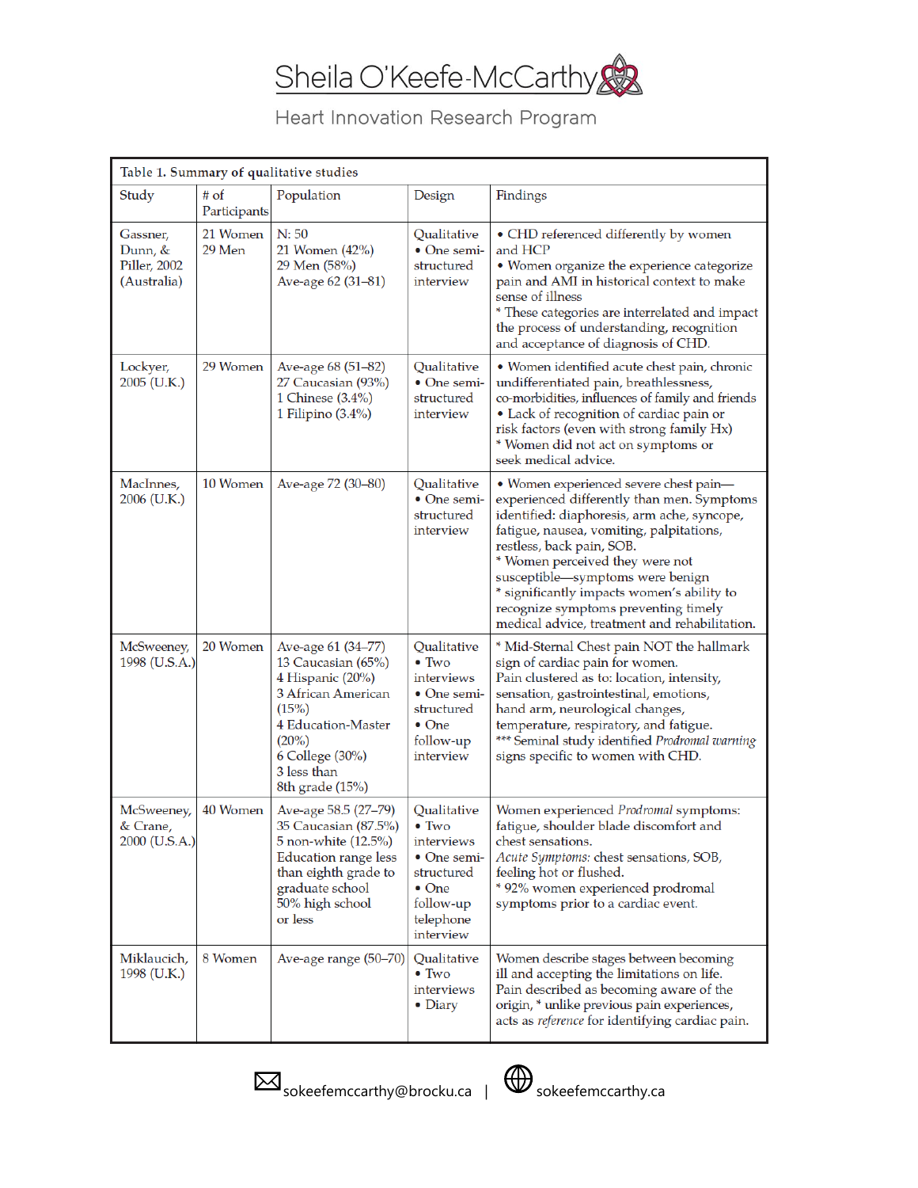Table 1. Summary of qualitative studies

| Study | # of Participants | Population | Design | Findings |
|---|---|---|---|---|
| Gassner, Dunn, & Piller, 2002 (Australia) | 21 Women 29 Men | N: 50 21 Women (42%) 29 Men (58%) Ave-age 62 (31–81) | Qualitative • One semi-structured interview | • CHD referenced differently by women and HCP • Women organize the experience categorize pain and AMI in historical context to make sense of illness * These categories are interrelated and impact the process of understanding, recognition and acceptance of diagnosis of CHD. |
| Lockyer, 2005 (U.K.) | 29 Women | Ave-age 68 (51–82) 27 Caucasian (93%) 1 Chinese (3.4%) 1 Filipino (3.4%) | Qualitative • One semi-structured interview | • Women identified acute chest pain, chronic undifferentiated pain, breathlessness, co-morbidities, influences of family and friends • Lack of recognition of cardiac pain or risk factors (even with strong family Hx) * Women did not act on symptoms or seek medical advice. |
| MacInnes, 2006 (U.K.) | 10 Women | Ave-age 72 (30–80) | Qualitative • One semi-structured interview | • Women experienced severe chest pain—experienced differently than men. Symptoms identified: diaphoresis, arm ache, syncope, fatigue, nausea, vomiting, palpitations, restless, back pain, SOB. * Women perceived they were not susceptible—symptoms were benign * significantly impacts women's ability to recognize symptoms preventing timely medical advice, treatment and rehabilitation. |
| McSweeney, 1998 (U.S.A.) | 20 Women | Ave-age 61 (34–77) 13 Caucasian (65%) 4 Hispanic (20%) 3 African American (15%) 4 Education-Master (20%) 6 College (30%) 3 less than 8th grade (15%) | Qualitative • Two interviews • One semi-structured • One follow-up interview | * Mid-Sternal Chest pain NOT the hallmark sign of cardiac pain for women. Pain clustered as to: location, intensity, sensation, gastrointestinal, emotions, hand arm, neurological changes, temperature, respiratory, and fatigue. *** Seminal study identified *Prodromal warning* signs specific to women with CHD. |
| McSweeney, & Crane, 2000 (U.S.A.) | 40 Women | Ave-age 58.5 (27–79) 35 Caucasian (87.5%) 5 non-white (12.5%) Education range less than eighth grade to graduate school 50% high school or less | Qualitative • Two interviews • One semi-structured • One follow-up telephone interview | Women experienced *Prodromal* symptoms: fatigue, shoulder blade discomfort and chest sensations. *Acute Symptoms*: chest sensations, SOB, feeling hot or flushed. * 92% women experienced prodromal symptoms prior to a cardiac event. |
| Miklaucich, 1998 (U.K.) | 8 Women | Ave-age range (50–70) | Qualitative • Two interviews • Diary | Women describe stages between becoming ill and accepting the limitations on life. Pain described as becoming aware of the origin, * unlike previous pain experiences, acts as *reference* for identifying cardiac pain. |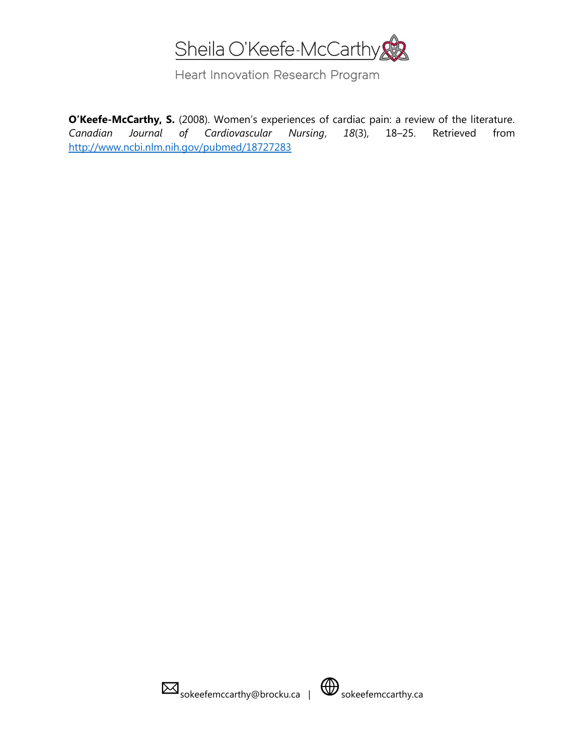**O'Keefe-McCarthy, S.** (2008). Women's experiences of cardiac pain: a review of the literature. *Canadian Journal of Cardiovascular Nursing*, *18*(3), 18–25. Retrieved from http://www.ncbi.nlm.nih.gov/pubmed/18727283